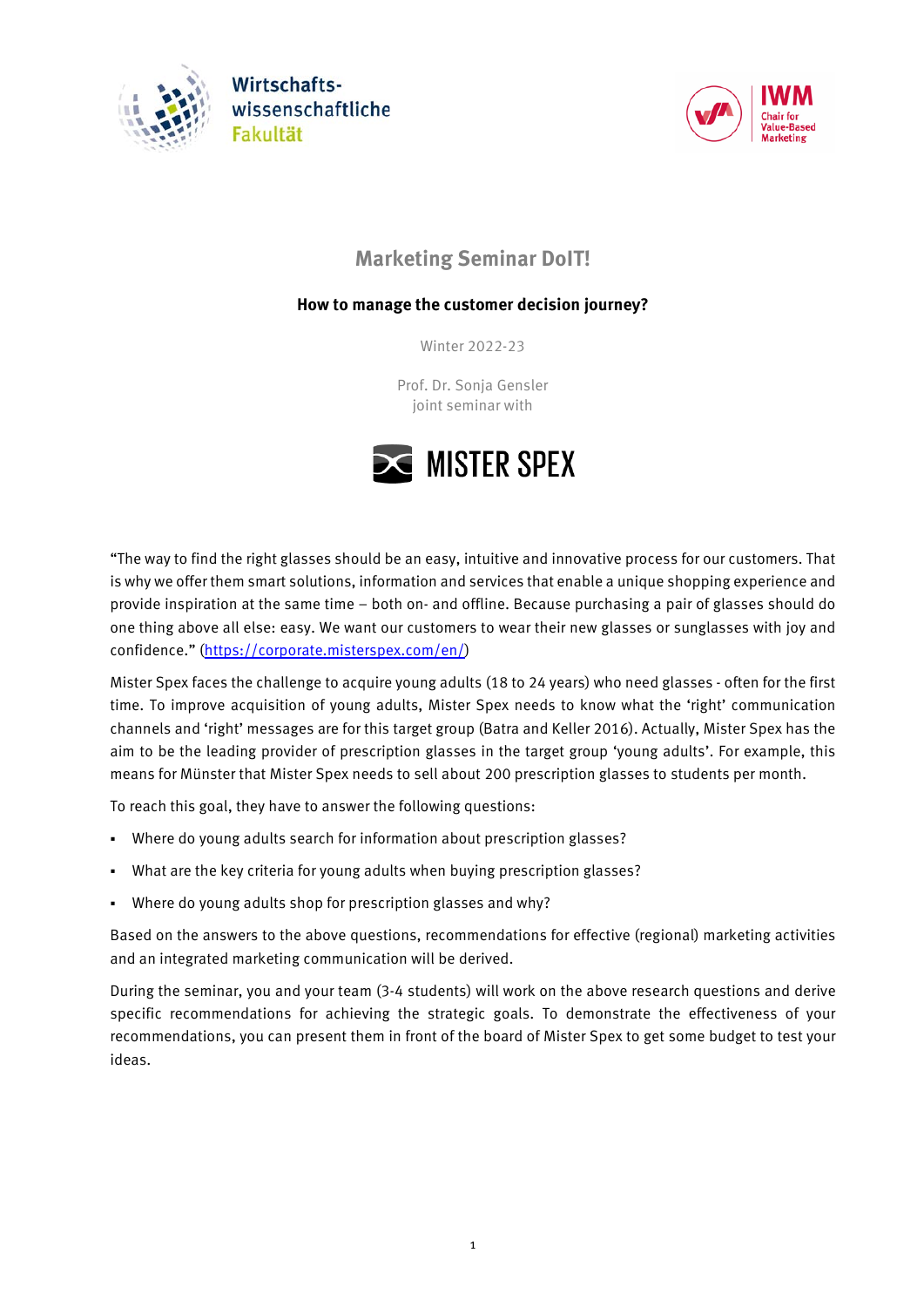Wirtschafts-
wissenschaftliche
Fakultät

IWM
Chair for
Value-Based
Marketing

# Marketing Seminar DoIT!

## How to manage the customer decision journey?

Winter 2022-23

Prof. Dr. Sonja Gensler
joint seminar with

MISTER SPEX

"The way to find the right glasses should be an easy, intuitive and innovative process for our customers. That is why we offer them smart solutions, information and services that enable a unique shopping experience and provide inspiration at the same time – both on- and offline. Because purchasing a pair of glasses should do one thing above all else: easy. We want our customers to wear their new glasses or sunglasses with joy and confidence." (https://corporate.misterspex.com/en/)

Mister Spex faces the challenge to acquire young adults (18 to 24 years) who need glasses - often for the first time. To improve acquisition of young adults, Mister Spex needs to know what the 'right' communication channels and 'right' messages are for this target group (Batra and Keller 2016). Actually, Mister Spex has the aim to be the leading provider of prescription glasses in the target group 'young adults'. For example, this means for Münster that Mister Spex needs to sell about 200 prescription glasses to students per month.

To reach this goal, they have to answer the following questions:

- Where do young adults search for information about prescription glasses?
- What are the key criteria for young adults when buying prescription glasses?
- Where do young adults shop for prescription glasses and why?

Based on the answers to the above questions, recommendations for effective (regional) marketing activities and an integrated marketing communication will be derived.

During the seminar, you and your team (3-4 students) will work on the above research questions and derive specific recommendations for achieving the strategic goals. To demonstrate the effectiveness of your recommendations, you can present them in front of the board of Mister Spex to get some budget to test your ideas.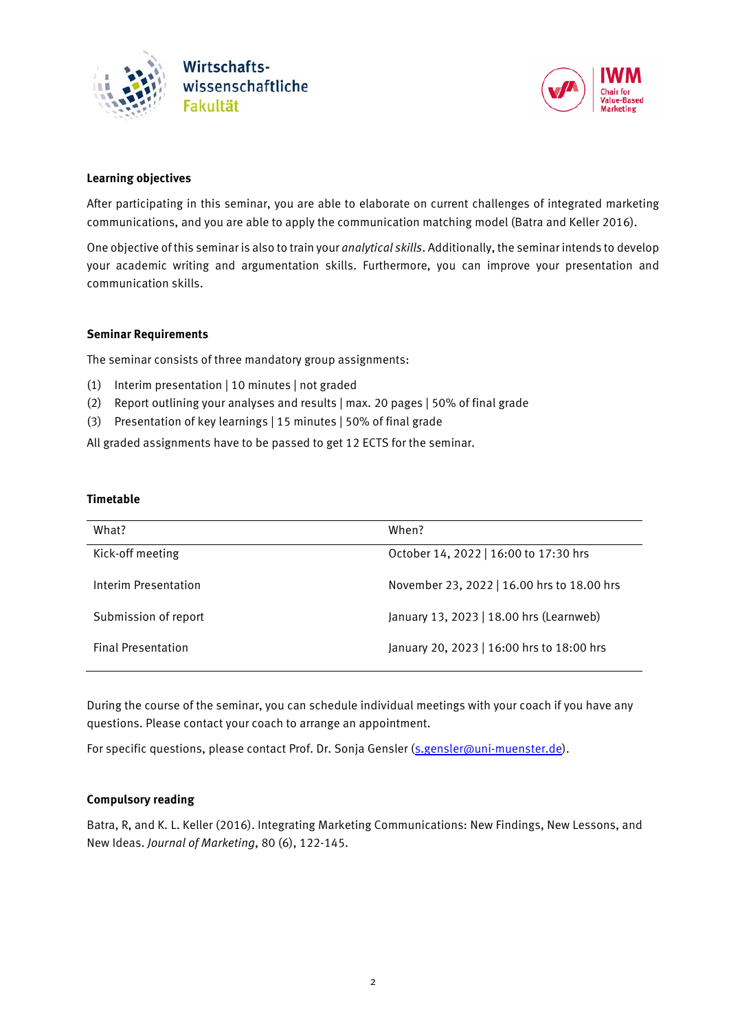### Learning objectives

After participating in this seminar, you are able to elaborate on current challenges of integrated marketing communications, and you are able to apply the communication matching model (Batra and Keller 2016).

One objective of this seminar is also to train your *analytical skills*. Additionally, the seminar intends to develop your academic writing and argumentation skills. Furthermore, you can improve your presentation and communication skills.

### Seminar Requirements

The seminar consists of three mandatory group assignments:

(1) Interim presentation | 10 minutes | not graded
(2) Report outlining your analyses and results | max. 20 pages | 50% of final grade
(3) Presentation of key learnings | 15 minutes | 50% of final grade

All graded assignments have to be passed to get 12 ECTS for the seminar.

### Timetable

| What? | When? |
|---|---|
| Kick-off meeting | October 14, 2022 \| 16:00 to 17:30 hrs |
| Interim Presentation | November 23, 2022 \| 16.00 hrs to 18.00 hrs |
| Submission of report | January 13, 2023 \| 18.00 hrs (Learnweb) |
| Final Presentation | January 20, 2023 \| 16:00 hrs to 18:00 hrs |

During the course of the seminar, you can schedule individual meetings with your coach if you have any questions. Please contact your coach to arrange an appointment.

For specific questions, please contact Prof. Dr. Sonja Gensler (s.gensler@uni-muenster.de).

### Compulsory reading

Batra, R, and K. L. Keller (2016). Integrating Marketing Communications: New Findings, New Lessons, and New Ideas. *Journal of Marketing*, 80 (6), 122-145.